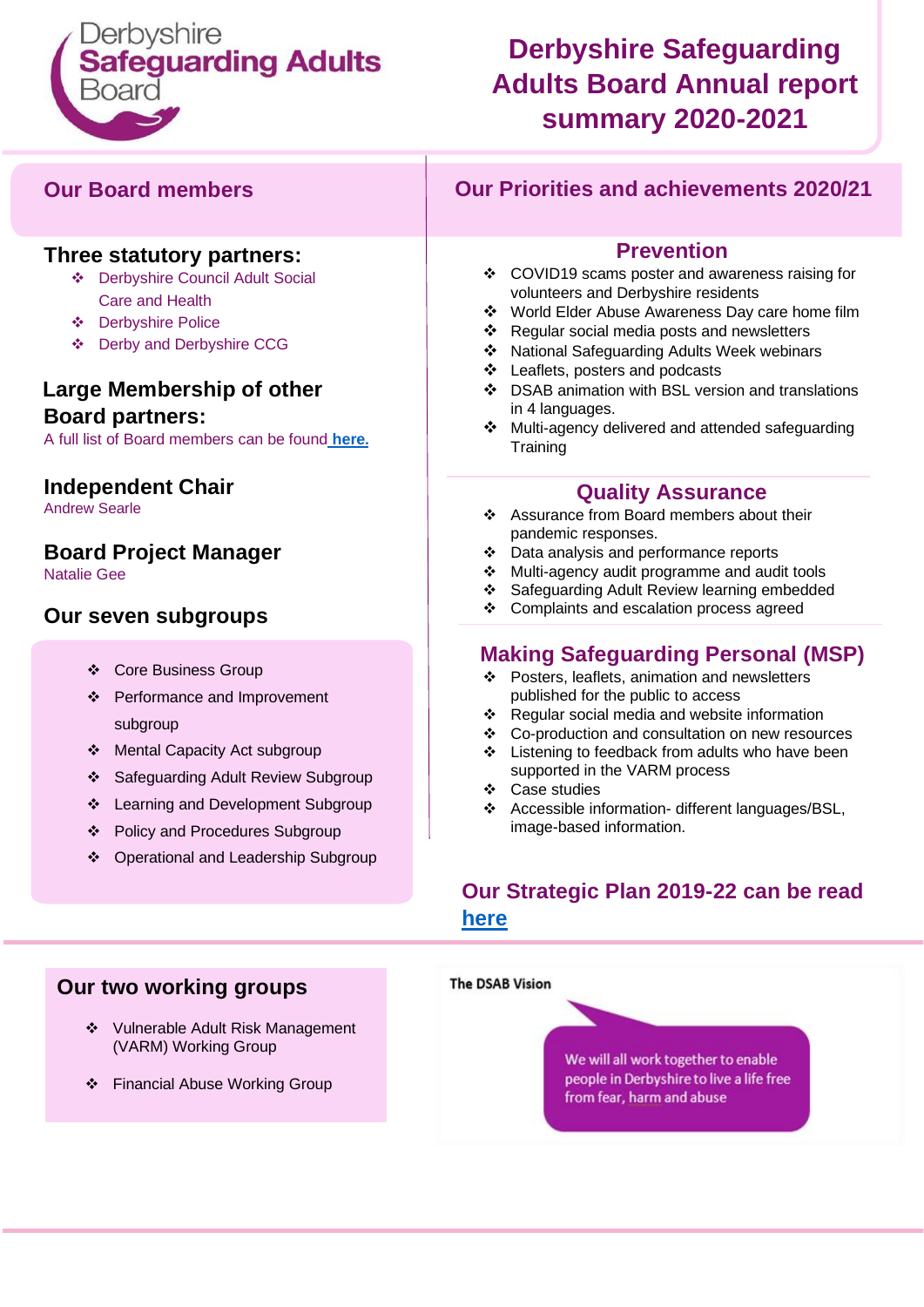Derbyshire **Safeguarding Adults** Board

# Derbyshire Safeguarding Adults Board Annual report summary 2020-2021

## Our Board members

### Three statutory partners:

- Derbyshire Council Adult Social Care and Health
- Derbyshire Police
- Derby and Derbyshire CCG

### Large Membership of other Board partners:

A full list of Board members can be found **here.**

### Independent Chair

Andrew Searle

### Board Project Manager

Natalie Gee

### Our seven subgroups

- Core Business Group
- Performance and Improvement subgroup
- Mental Capacity Act subgroup
- Safeguarding Adult Review Subgroup
- Learning and Development Subgroup
- Policy and Procedures Subgroup
- Operational and Leadership Subgroup

## Our Priorities and achievements 2020/21

### Prevention

- COVID19 scams poster and awareness raising for volunteers and Derbyshire residents
- World Elder Abuse Awareness Day care home film
- Regular social media posts and newsletters
- National Safeguarding Adults Week webinars
- Leaflets, posters and podcasts
- DSAB animation with BSL version and translations in 4 languages.
- Multi-agency delivered and attended safeguarding Training

### Quality Assurance

- Assurance from Board members about their pandemic responses.
- Data analysis and performance reports
- Multi-agency audit programme and audit tools
- Safeguarding Adult Review learning embedded
- Complaints and escalation process agreed

### Making Safeguarding Personal (MSP)

- Posters, leaflets, animation and newsletters published for the public to access
- Regular social media and website information
- Co-production and consultation on new resources
- Listening to feedback from adults who have been supported in the VARM process
- Case studies
- Accessible information- different languages/BSL, image-based information.

### Our Strategic Plan 2019-22 can be read here

## Our two working groups

- Vulnerable Adult Risk Management (VARM) Working Group
- Financial Abuse Working Group

**The DSAB Vision**

We will all work together to enable people in Derbyshire to live a life free from fear, harm and abuse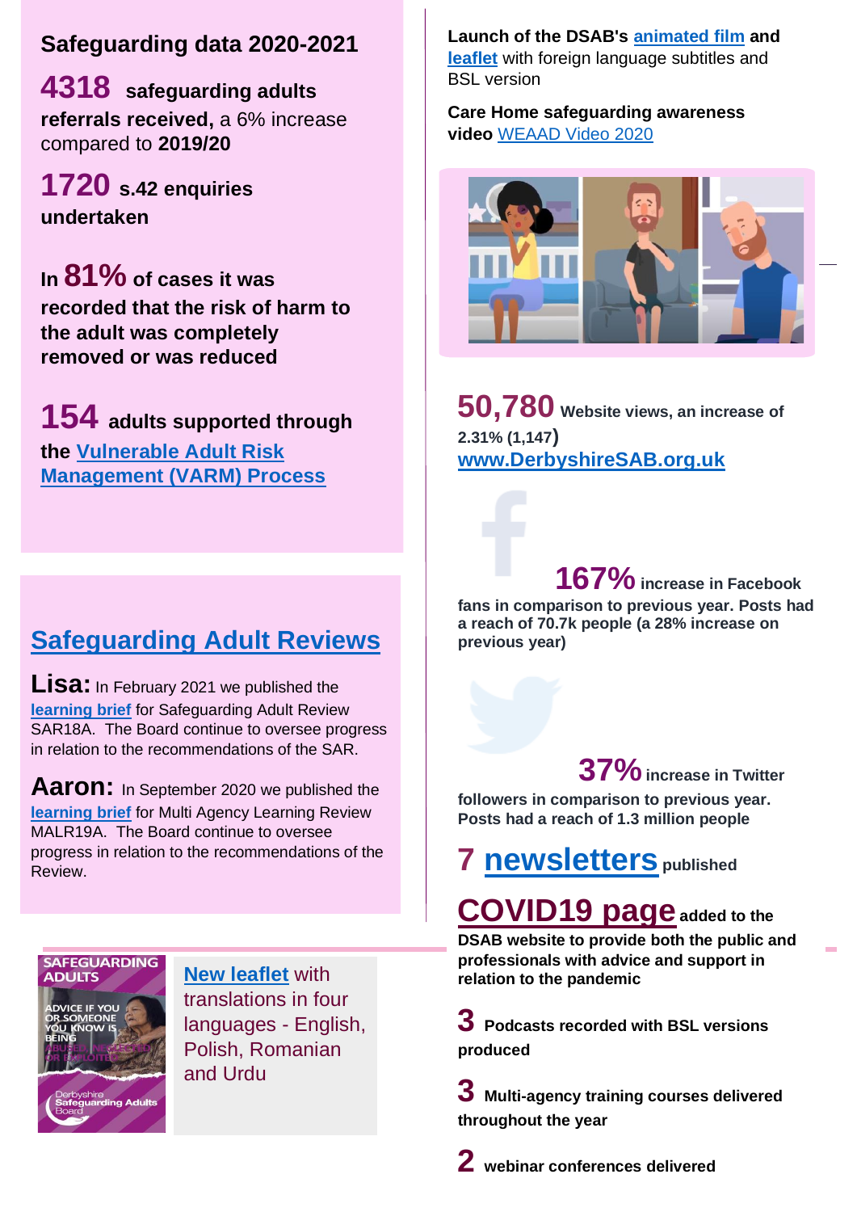## Safeguarding data 2020-2021

**4318 safeguarding adults referrals received,** a 6% increase compared to **2019/20**

**1720 s.42 enquiries undertaken**

**In 81% of cases it was recorded that the risk of harm to the adult was completely removed or was reduced**

**154 adults supported through the Vulnerable Adult Risk Management (VARM) Process**

## Safeguarding Adult Reviews

**Lisa:** In February 2021 we published the **learning brief** for Safeguarding Adult Review SAR18A. The Board continue to oversee progress in relation to the recommendations of the SAR.

**Aaron:** In September 2020 we published the **learning brief** for Multi Agency Learning Review MALR19A. The Board continue to oversee progress in relation to the recommendations of the Review.

SAFEGUARDING ADULTS

ADVICE IF YOU OR SOMEONE YOU KNOW IS BEING ABUSED, NEGLECTED OR EXPLOITED

Derbyshire Safeguarding Adults Board

**New leaflet** with translations in four languages - English, Polish, Romanian and Urdu

**Launch of the DSAB's animated film and leaflet** with foreign language subtitles and BSL version

**Care Home safeguarding awareness video** WEAAD Video 2020

**50,780 Website views, an increase of 2.31% (1,147)**

**www.DerbyshireSAB.org.uk**

**167% increase in Facebook fans in comparison to previous year. Posts had a reach of 70.7k people (a 28% increase on previous year)**

**37% increase in Twitter followers in comparison to previous year. Posts had a reach of 1.3 million people**

**7 newsletters published**

**COVID19 page added to the DSAB website to provide both the public and professionals with advice and support in relation to the pandemic**

**3 Podcasts recorded with BSL versions produced**

**3 Multi-agency training courses delivered throughout the year**

**2 webinar conferences delivered**